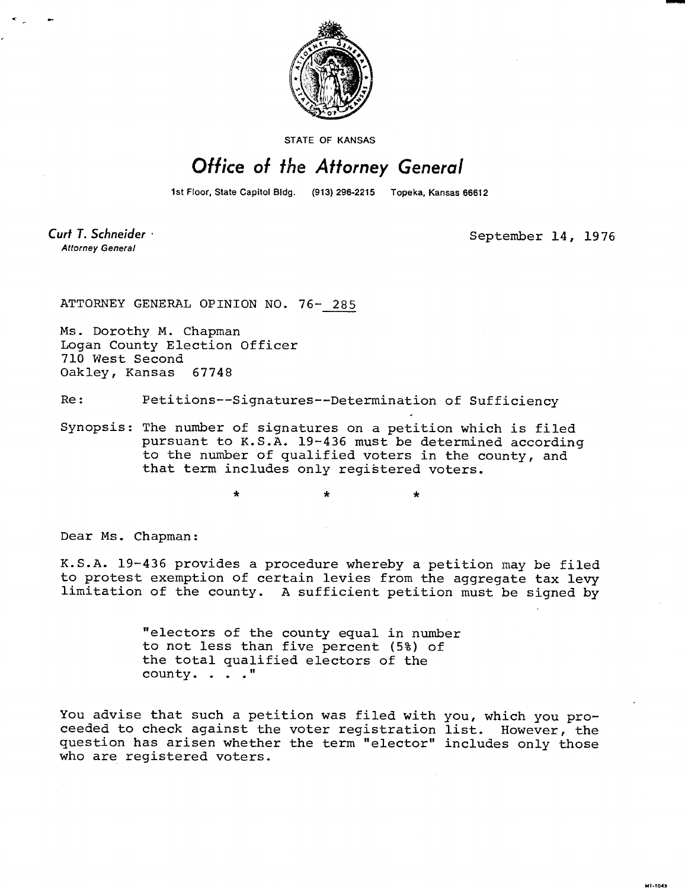STATE OF KANSAS

# Office of the Attorney General

1st Floor, State Capitol Bldg. (913) 296-2215 Topeka, Kansas 66612

*Curt T. Schneider*
*Attorney General*

September 14, 1976

ATTORNEY GENERAL OPINION NO. 76- 285

Ms. Dorothy M. Chapman
Logan County Election Officer
710 West Second
Oakley, Kansas 67748

Re: Petitions--Signatures--Determination of Sufficiency

Synopsis: The number of signatures on a petition which is filed pursuant to K.S.A. 19-436 must be determined according to the number of qualified voters in the county, and that term includes only registered voters.

\* \* \*

Dear Ms. Chapman:

K.S.A. 19-436 provides a procedure whereby a petition may be filed to protest exemption of certain levies from the aggregate tax levy limitation of the county. A sufficient petition must be signed by

> "electors of the county equal in number to not less than five percent (5%) of the total qualified electors of the county. . . ."

You advise that such a petition was filed with you, which you proceeded to check against the voter registration list. However, the question has arisen whether the term "elector" includes only those who are registered voters.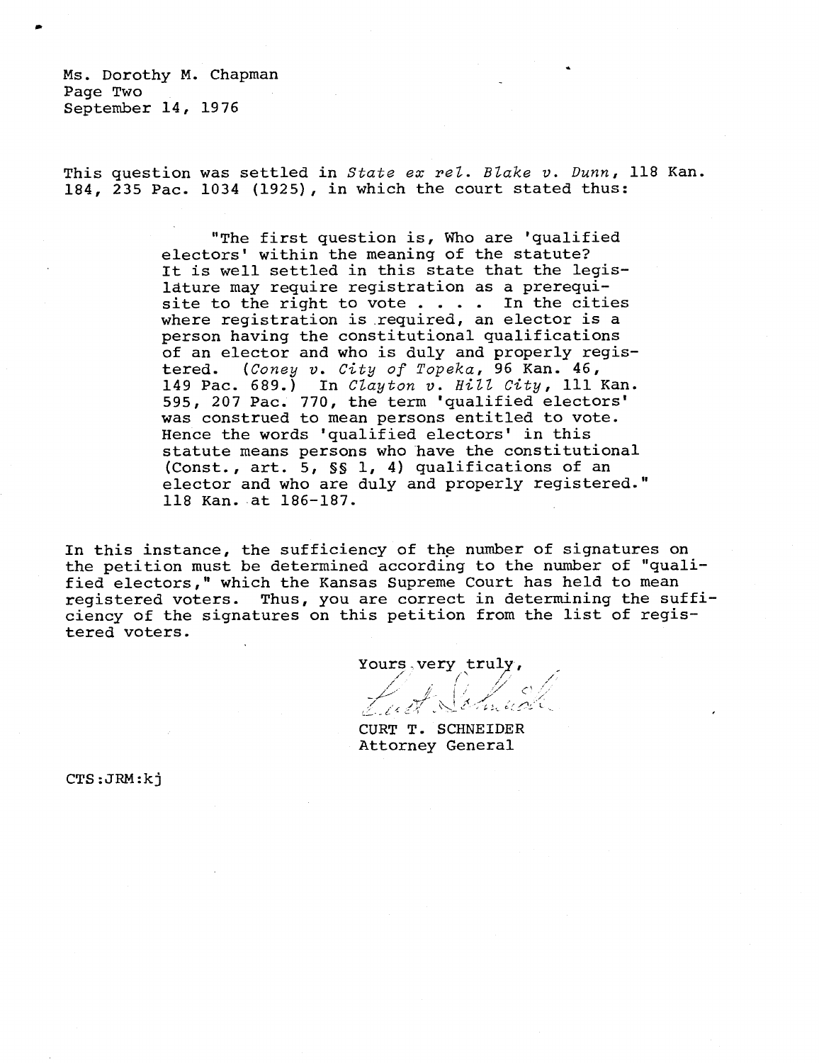Ms. Dorothy M. Chapman
Page Two
September 14, 1976

This question was settled in *State ex rel. Blake v. Dunn*, 118 Kan. 184, 235 Pac. 1034 (1925), in which the court stated thus:

> "The first question is, Who are 'qualified electors' within the meaning of the statute? It is well settled in this state that the legislature may require registration as a prerequisite to the right to vote . . . . In the cities where registration is required, an elector is a person having the constitutional qualifications of an elector and who is duly and properly registered. (*Coney v. City of Topeka*, 96 Kan. 46, 149 Pac. 689.) In *Clayton v. Hill City*, 111 Kan. 595, 207 Pac. 770, the term 'qualified electors' was construed to mean persons entitled to vote. Hence the words 'qualified electors' in this statute means persons who have the constitutional (Const., art. 5, §§ 1, 4) qualifications of an elector and who are duly and properly registered." 118 Kan. at 186-187.

In this instance, the sufficiency of the number of signatures on the petition must be determined according to the number of "qualified electors," which the Kansas Supreme Court has held to mean registered voters. Thus, you are correct in determining the sufficiency of the signatures on this petition from the list of registered voters.

Yours very truly,

CURT T. SCHNEIDER
Attorney General

CTS:JRM:kj